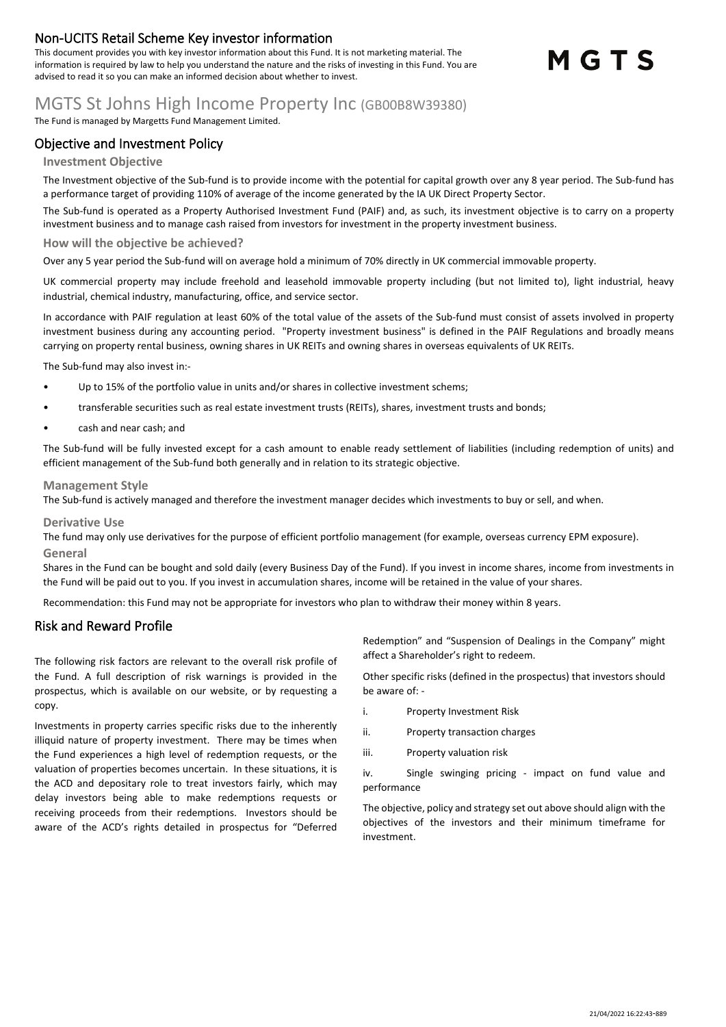# Non-UCITS Retail Scheme Key investor information

This document provides you with key investor information about this Fund. It is not marketing material. The information is required by law to help you understand the nature and the risks of investing in this Fund. You are advised to read it so you can make an informed decision about whether to invest.

MGTS

# MGTS St Johns High Income Property Inc (GB00B8W39380)

The Fund is managed by Margetts Fund Management Limited.

## Objective and Investment Policy

### Investment Objective

The Investment objective of the Sub-fund is to provide income with the potential for capital growth over any 8 year period. The Sub-fund has a performance target of providing 110% of average of the income generated by the IA UK Direct Property Sector.

The Sub-fund is operated as a Property Authorised Investment Fund (PAIF) and, as such, its investment objective is to carry on a property investment business and to manage cash raised from investors for investment in the property investment business.

### How will the objective be achieved?

Over any 5 year period the Sub-fund will on average hold a minimum of 70% directly in UK commercial immovable property.

UK commercial property may include freehold and leasehold immovable property including (but not limited to), light industrial, heavy industrial, chemical industry, manufacturing, office, and service sector.

In accordance with PAIF regulation at least 60% of the total value of the assets of the Sub-fund must consist of assets involved in property investment business during any accounting period. "Property investment business" is defined in the PAIF Regulations and broadly means carrying on property rental business, owning shares in UK REITs and owning shares in overseas equivalents of UK REITs.

The Sub-fund may also invest in:-

- Up to 15% of the portfolio value in units and/or shares in collective investment schems;
- transferable securities such as real estate investment trusts (REITs), shares, investment trusts and bonds;
- cash and near cash; and

The Sub-fund will be fully invested except for a cash amount to enable ready settlement of liabilities (including redemption of units) and efficient management of the Sub-fund both generally and in relation to its strategic objective.

### Management Style

The Sub-fund is actively managed and therefore the investment manager decides which investments to buy or sell, and when.

### Derivative Use

The fund may only use derivatives for the purpose of efficient portfolio management (for example, overseas currency EPM exposure).

### General

Shares in the Fund can be bought and sold daily (every Business Day of the Fund). If you invest in income shares, income from investments in the Fund will be paid out to you. If you invest in accumulation shares, income will be retained in the value of your shares.

Recommendation: this Fund may not be appropriate for investors who plan to withdraw their money within 8 years.

## Risk and Reward Profile

The following risk factors are relevant to the overall risk profile of the Fund. A full description of risk warnings is provided in the prospectus, which is available on our website, or by requesting a copy.

Investments in property carries specific risks due to the inherently illiquid nature of property investment. There may be times when the Fund experiences a high level of redemption requests, or the valuation of properties becomes uncertain. In these situations, it is the ACD and depositary role to treat investors fairly, which may delay investors being able to make redemptions requests or receiving proceeds from their redemptions. Investors should be aware of the ACD's rights detailed in prospectus for "Deferred Redemption" and "Suspension of Dealings in the Company" might affect a Shareholder's right to redeem.

Other specific risks (defined in the prospectus) that investors should be aware of: -

i. Property Investment Risk

ii. Property transaction charges

iii. Property valuation risk

iv. Single swinging pricing - impact on fund value and performance

The objective, policy and strategy set out above should align with the objectives of the investors and their minimum timeframe for investment.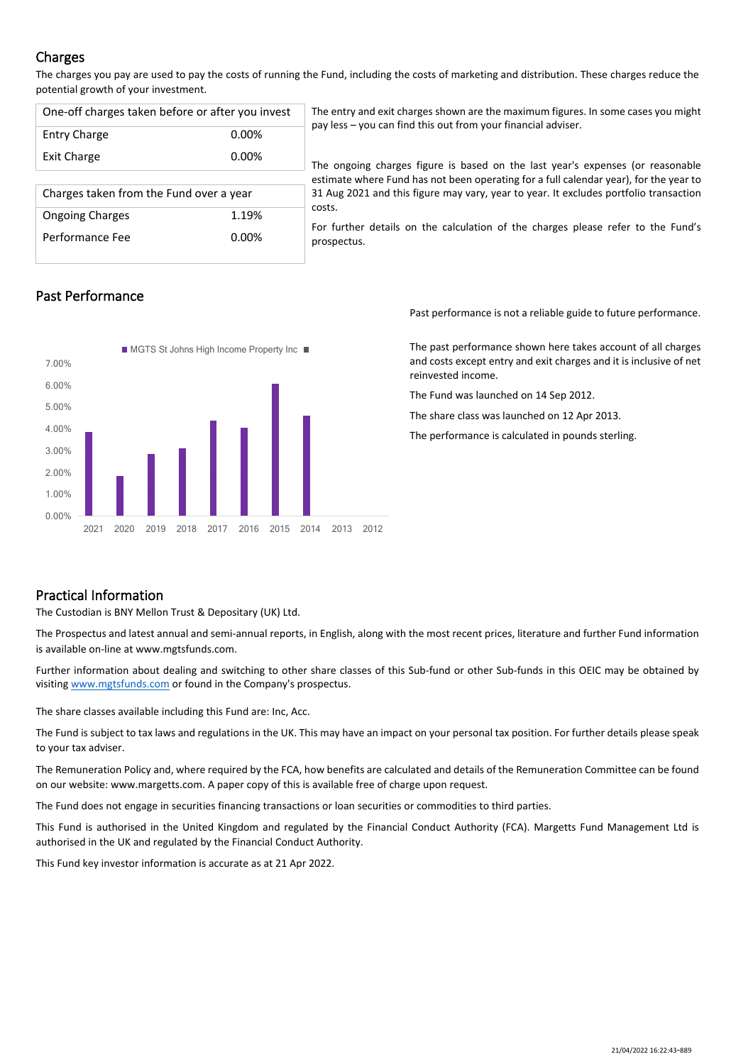## Charges

The charges you pay are used to pay the costs of running the Fund, including the costs of marketing and distribution. These charges reduce the potential growth of your investment.

| One-off charges taken before or after you invest | |
|---|---|
| Entry Charge | 0.00% |
| Exit Charge | 0.00% |

| Charges taken from the Fund over a year | |
|---|---|
| Ongoing Charges | 1.19% |
| Performance Fee | 0.00% |

The entry and exit charges shown are the maximum figures. In some cases you might pay less – you can find this out from your financial adviser.

The ongoing charges figure is based on the last year's expenses (or reasonable estimate where Fund has not been operating for a full calendar year), for the year to 31 Aug 2021 and this figure may vary, year to year. It excludes portfolio transaction costs.

For further details on the calculation of the charges please refer to the Fund's prospectus.

## Past Performance

MGTS St Johns High Income Property Inc

7.00%
6.00%
5.00%
4.00%
3.00%
2.00%
1.00%
0.00%

2021 2020 2019 2018 2017 2016 2015 2014 2013 2012

Past performance is not a reliable guide to future performance.

The past performance shown here takes account of all charges and costs except entry and exit charges and it is inclusive of net reinvested income.

The Fund was launched on 14 Sep 2012.

The share class was launched on 12 Apr 2013.

The performance is calculated in pounds sterling.

## Practical Information

The Custodian is BNY Mellon Trust & Depositary (UK) Ltd.

The Prospectus and latest annual and semi-annual reports, in English, along with the most recent prices, literature and further Fund information is available on-line at www.mgtsfunds.com.

Further information about dealing and switching to other share classes of this Sub-fund or other Sub-funds in this OEIC may be obtained by visiting www.mgtsfunds.com or found in the Company's prospectus.

The share classes available including this Fund are: Inc, Acc.

The Fund is subject to tax laws and regulations in the UK. This may have an impact on your personal tax position. For further details please speak to your tax adviser.

The Remuneration Policy and, where required by the FCA, how benefits are calculated and details of the Remuneration Committee can be found on our website: www.margetts.com. A paper copy of this is available free of charge upon request.

The Fund does not engage in securities financing transactions or loan securities or commodities to third parties.

This Fund is authorised in the United Kingdom and regulated by the Financial Conduct Authority (FCA). Margetts Fund Management Ltd is authorised in the UK and regulated by the Financial Conduct Authority.

This Fund key investor information is accurate as at 21 Apr 2022.